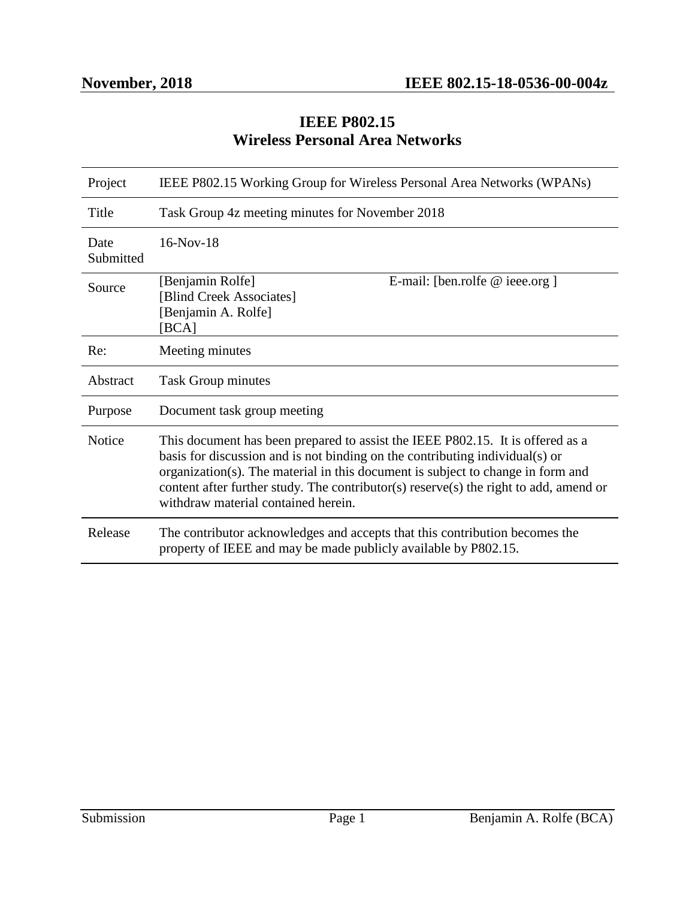# IEEE P802.15
# Wireless Personal Area Networks

| Project | IEEE P802.15 Working Group for Wireless Personal Area Networks (WPANs) | |
|---|---|---|
| Title | Task Group 4z meeting minutes for November 2018 | |
| Date Submitted | 16-Nov-18 | |
| Source | [Benjamin Rolfe]<br>[Blind Creek Associates]<br>[Benjamin A. Rolfe]<br>[BCA] | E-mail: [ben.rolfe @ ieee.org ] |
| Re: | Meeting minutes | |
| Abstract | Task Group minutes | |
| Purpose | Document task group meeting | |
| Notice | This document has been prepared to assist the IEEE P802.15. It is offered as a basis for discussion and is not binding on the contributing individual(s) or organization(s). The material in this document is subject to change in form and content after further study. The contributor(s) reserve(s) the right to add, amend or withdraw material contained herein. | |
| Release | The contributor acknowledges and accepts that this contribution becomes the property of IEEE and may be made publicly available by P802.15. | |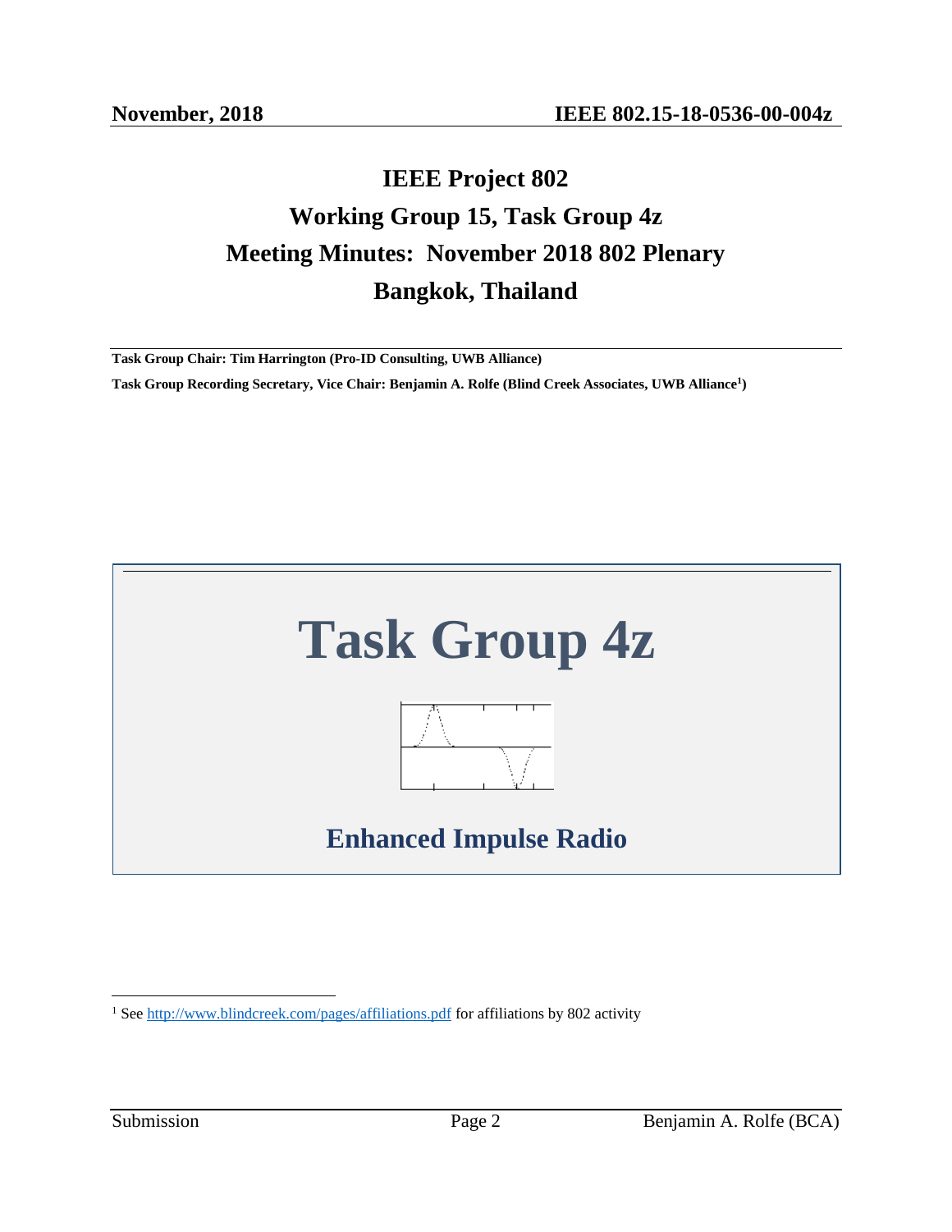# IEEE Project 802
# Working Group 15, Task Group 4z
# Meeting Minutes: November 2018 802 Plenary
# Bangkok, Thailand

**Task Group Chair: Tim Harrington (Pro-ID Consulting, UWB Alliance)**

**Task Group Recording Secretary, Vice Chair: Benjamin A. Rolfe (Blind Creek Associates, UWB Alliance[1])**

# Task Group 4z

## Enhanced Impulse Radio

[1] See http://www.blindcreek.com/pages/affiliations.pdf for affiliations by 802 activity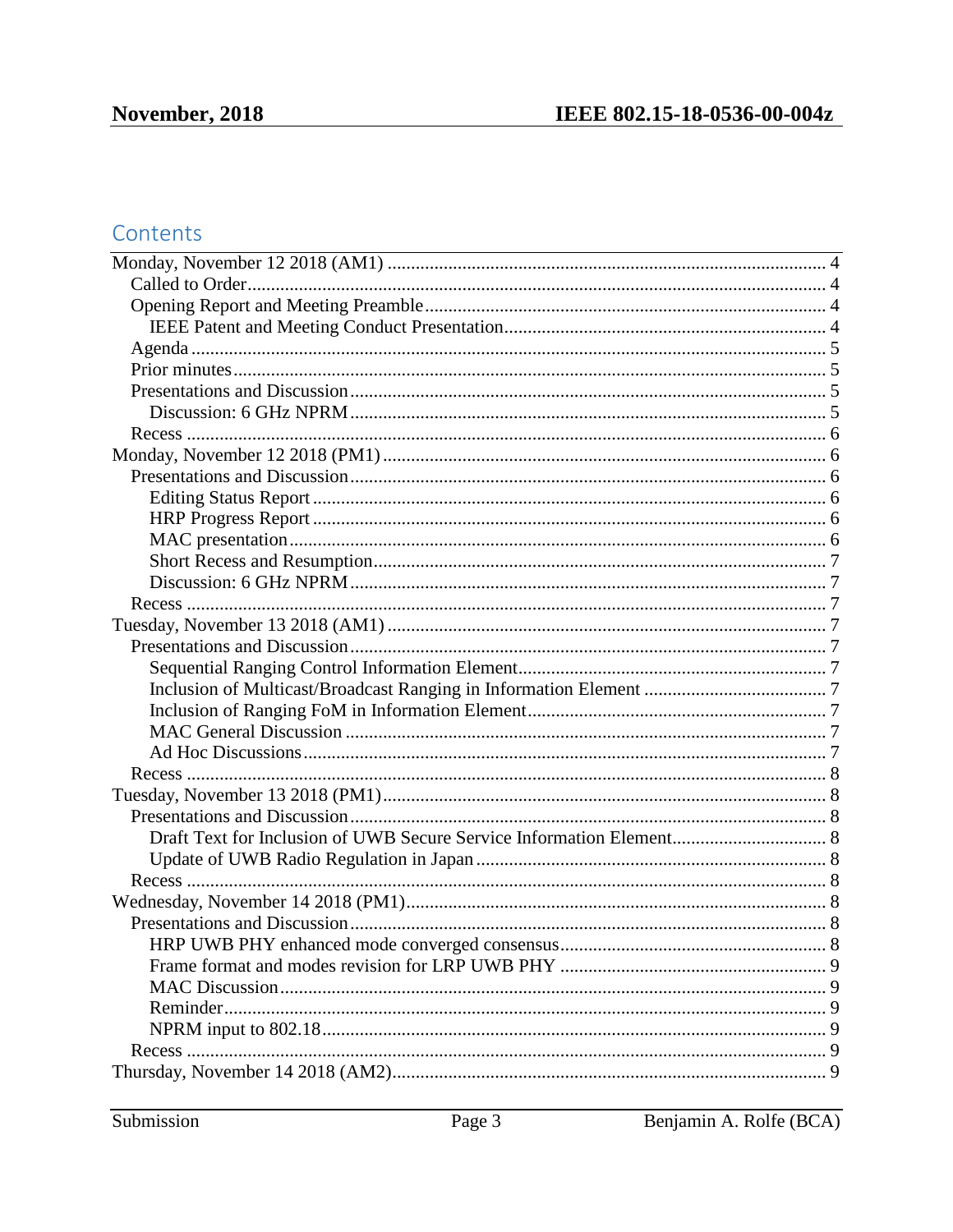# Contents

- Monday, November 12 2018 (AM1) ..... 4
  - Called to Order ..... 4
  - Opening Report and Meeting Preamble ..... 4
    - IEEE Patent and Meeting Conduct Presentation ..... 4
  - Agenda ..... 5
  - Prior minutes ..... 5
  - Presentations and Discussion ..... 5
    - Discussion: 6 GHz NPRM ..... 5
  - Recess ..... 6
- Monday, November 12 2018 (PM1) ..... 6
  - Presentations and Discussion ..... 6
    - Editing Status Report ..... 6
    - HRP Progress Report ..... 6
    - MAC presentation ..... 6
    - Short Recess and Resumption ..... 7
    - Discussion: 6 GHz NPRM ..... 7
  - Recess ..... 7
- Tuesday, November 13 2018 (AM1) ..... 7
  - Presentations and Discussion ..... 7
    - Sequential Ranging Control Information Element ..... 7
    - Inclusion of Multicast/Broadcast Ranging in Information Element ..... 7
    - Inclusion of Ranging FoM in Information Element ..... 7
    - MAC General Discussion ..... 7
    - Ad Hoc Discussions ..... 7
  - Recess ..... 8
- Tuesday, November 13 2018 (PM1) ..... 8
  - Presentations and Discussion ..... 8
    - Draft Text for Inclusion of UWB Secure Service Information Element ..... 8
    - Update of UWB Radio Regulation in Japan ..... 8
  - Recess ..... 8
- Wednesday, November 14 2018 (PM1) ..... 8
  - Presentations and Discussion ..... 8
    - HRP UWB PHY enhanced mode converged consensus ..... 8
    - Frame format and modes revision for LRP UWB PHY ..... 9
    - MAC Discussion ..... 9
    - Reminder ..... 9
    - NPRM input to 802.18 ..... 9
  - Recess ..... 9
- Thursday, November 14 2018 (AM2) ..... 9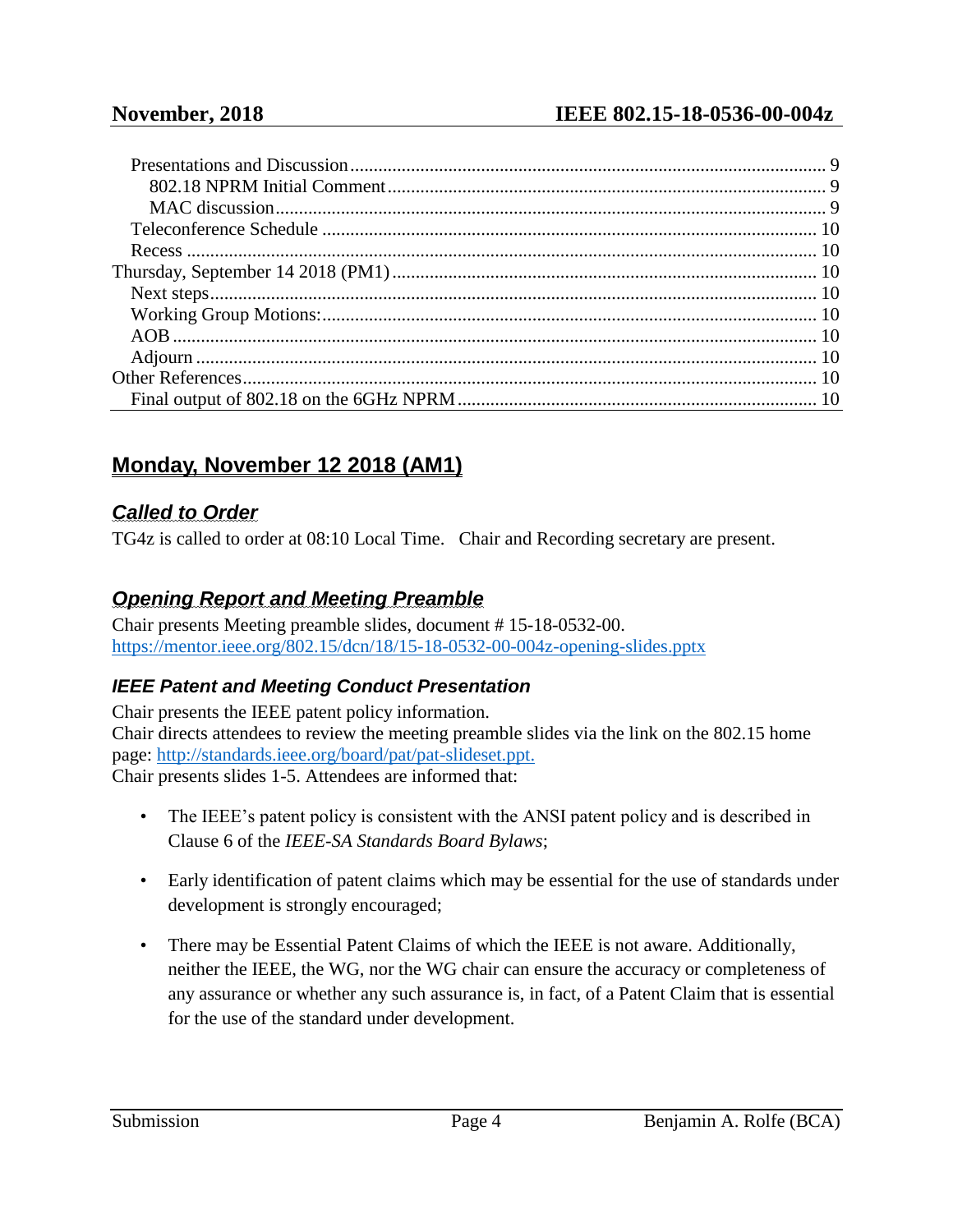Presentations and Discussion .......... 9
 802.18 NPRM Initial Comment .......... 9
 MAC discussion .......... 9
Teleconference Schedule .......... 10
Recess .......... 10
Thursday, September 14 2018 (PM1) .......... 10
Next steps .......... 10
Working Group Motions: .......... 10
AOB .......... 10
Adjourn .......... 10
Other References .......... 10
Final output of 802.18 on the 6GHz NPRM .......... 10

# Monday, November 12 2018 (AM1)

## *Called to Order*

TG4z is called to order at 08:10 Local Time. Chair and Recording secretary are present.

## *Opening Report and Meeting Preamble*

Chair presents Meeting preamble slides, document # 15-18-0532-00.
https://mentor.ieee.org/802.15/dcn/18/15-18-0532-00-004z-opening-slides.pptx

### *IEEE Patent and Meeting Conduct Presentation*

Chair presents the IEEE patent policy information.
Chair directs attendees to review the meeting preamble slides via the link on the 802.15 home page: http://standards.ieee.org/board/pat/pat-slideset.ppt.
Chair presents slides 1-5. Attendees are informed that:

- The IEEE's patent policy is consistent with the ANSI patent policy and is described in Clause 6 of the *IEEE-SA Standards Board Bylaws*;
- Early identification of patent claims which may be essential for the use of standards under development is strongly encouraged;
- There may be Essential Patent Claims of which the IEEE is not aware. Additionally, neither the IEEE, the WG, nor the WG chair can ensure the accuracy or completeness of any assurance or whether any such assurance is, in fact, of a Patent Claim that is essential for the use of the standard under development.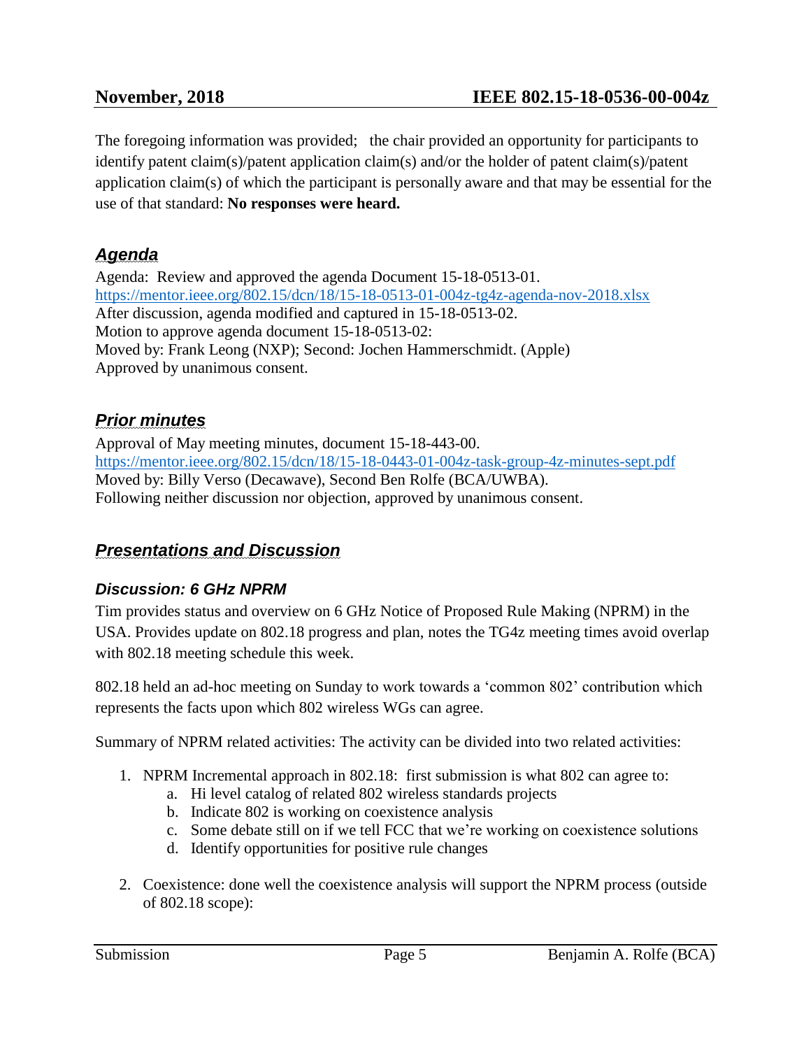The foregoing information was provided;   the chair provided an opportunity for participants to identify patent claim(s)/patent application claim(s) and/or the holder of patent claim(s)/patent application claim(s) of which the participant is personally aware and that may be essential for the use of that standard: **No responses were heard.**

## *Agenda*

Agenda: Review and approved the agenda Document 15-18-0513-01.
https://mentor.ieee.org/802.15/dcn/18/15-18-0513-01-004z-tg4z-agenda-nov-2018.xlsx
After discussion, agenda modified and captured in 15-18-0513-02.
Motion to approve agenda document 15-18-0513-02:
Moved by: Frank Leong (NXP); Second: Jochen Hammerschmidt. (Apple)
Approved by unanimous consent.

## *Prior minutes*

Approval of May meeting minutes, document 15-18-443-00.
https://mentor.ieee.org/802.15/dcn/18/15-18-0443-01-004z-task-group-4z-minutes-sept.pdf
Moved by: Billy Verso (Decawave), Second Ben Rolfe (BCA/UWBA).
Following neither discussion nor objection, approved by unanimous consent.

## *Presentations and Discussion*

### *Discussion: 6 GHz NPRM*

Tim provides status and overview on 6 GHz Notice of Proposed Rule Making (NPRM) in the USA. Provides update on 802.18 progress and plan, notes the TG4z meeting times avoid overlap with 802.18 meeting schedule this week.

802.18 held an ad-hoc meeting on Sunday to work towards a 'common 802' contribution which represents the facts upon which 802 wireless WGs can agree.

Summary of NPRM related activities: The activity can be divided into two related activities:

1. NPRM Incremental approach in 802.18:  first submission is what 802 can agree to:
   a. Hi level catalog of related 802 wireless standards projects
   b. Indicate 802 is working on coexistence analysis
   c. Some debate still on if we tell FCC that we're working on coexistence solutions
   d. Identify opportunities for positive rule changes

2. Coexistence: done well the coexistence analysis will support the NPRM process (outside of 802.18 scope):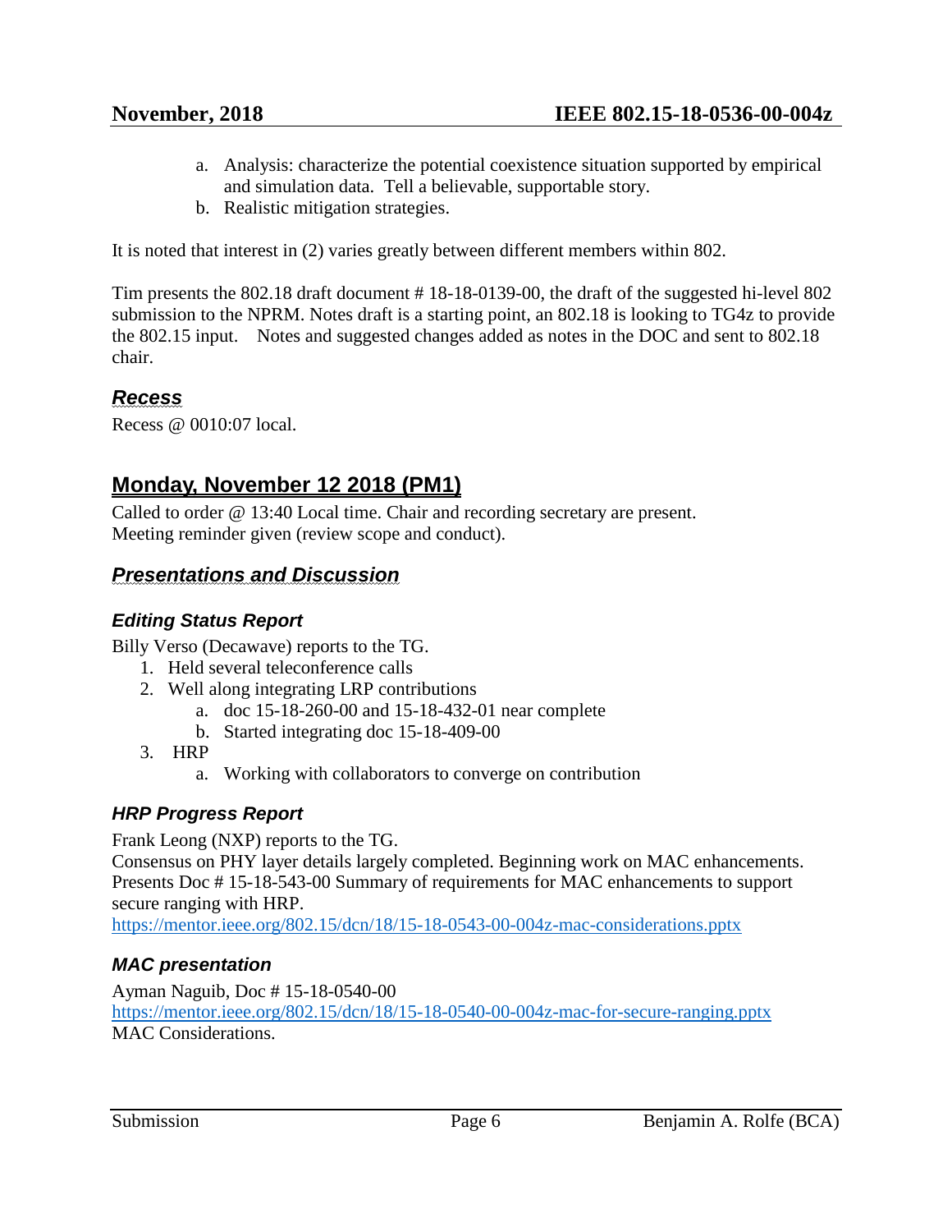a. Analysis: characterize the potential coexistence situation supported by empirical and simulation data. Tell a believable, supportable story.
   b. Realistic mitigation strategies.

It is noted that interest in (2) varies greatly between different members within 802.

Tim presents the 802.18 draft document # 18-18-0139-00, the draft of the suggested hi-level 802 submission to the NPRM. Notes draft is a starting point, an 802.18 is looking to TG4z to provide the 802.15 input. Notes and suggested changes added as notes in the DOC and sent to 802.18 chair.

### *Recess*

Recess @ 0010:07 local.

## Monday, November 12 2018 (PM1)

Called to order @ 13:40 Local time. Chair and recording secretary are present.
Meeting reminder given (review scope and conduct).

### *Presentations and Discussion*

#### *Editing Status Report*

Billy Verso (Decawave) reports to the TG.

1. Held several teleconference calls
2. Well along integrating LRP contributions
   a. doc 15-18-260-00 and 15-18-432-01 near complete
   b. Started integrating doc 15-18-409-00
3. HRP
   a. Working with collaborators to converge on contribution

#### *HRP Progress Report*

Frank Leong (NXP) reports to the TG.
Consensus on PHY layer details largely completed. Beginning work on MAC enhancements. Presents Doc # 15-18-543-00 Summary of requirements for MAC enhancements to support secure ranging with HRP.
https://mentor.ieee.org/802.15/dcn/18/15-18-0543-00-004z-mac-considerations.pptx

#### *MAC presentation*

Ayman Naguib, Doc # 15-18-0540-00
https://mentor.ieee.org/802.15/dcn/18/15-18-0540-00-004z-mac-for-secure-ranging.pptx
MAC Considerations.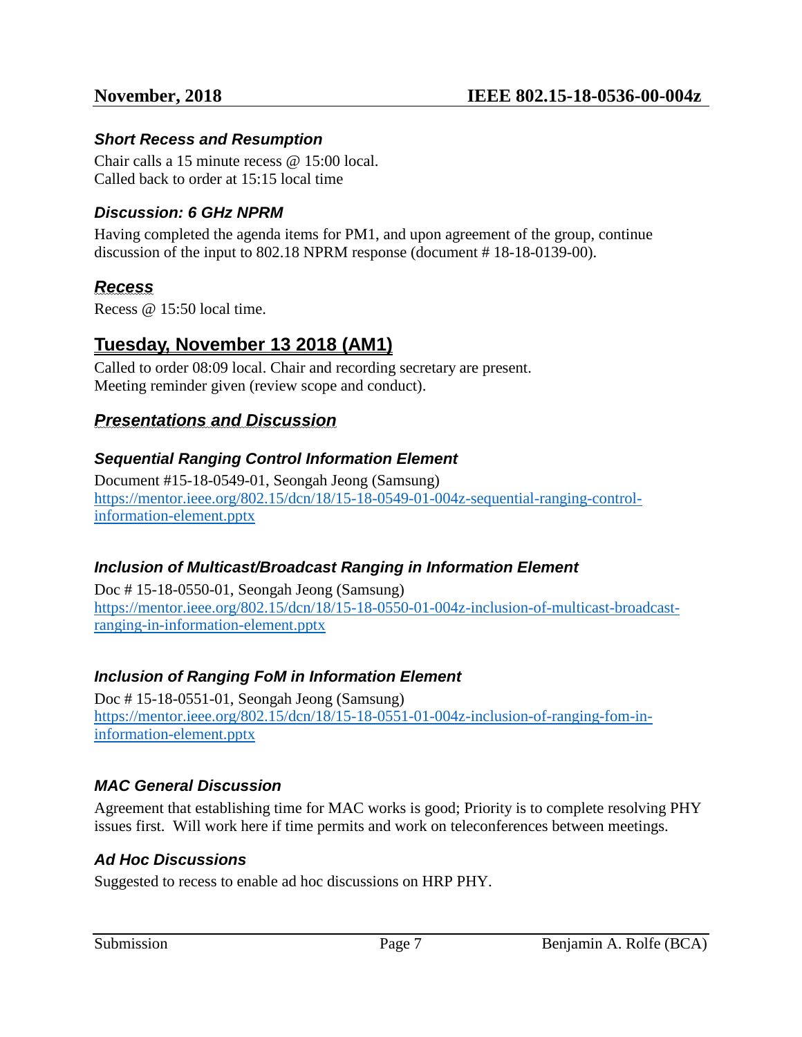### *Short Recess and Resumption*

Chair calls a 15 minute recess @ 15:00 local.
Called back to order at 15:15 local time

### *Discussion: 6 GHz NPRM*

Having completed the agenda items for PM1, and upon agreement of the group, continue discussion of the input to 802.18 NPRM response (document # 18-18-0139-00).

### *Recess*

Recess @ 15:50 local time.

## Tuesday, November 13 2018 (AM1)

Called to order 08:09 local. Chair and recording secretary are present.
Meeting reminder given (review scope and conduct).

### *Presentations and Discussion*

### *Sequential Ranging Control Information Element*

Document #15-18-0549-01, Seongah Jeong (Samsung)
https://mentor.ieee.org/802.15/dcn/18/15-18-0549-01-004z-sequential-ranging-control-information-element.pptx

### *Inclusion of Multicast/Broadcast Ranging in Information Element*

Doc # 15-18-0550-01, Seongah Jeong (Samsung)
https://mentor.ieee.org/802.15/dcn/18/15-18-0550-01-004z-inclusion-of-multicast-broadcast-ranging-in-information-element.pptx

### *Inclusion of Ranging FoM in Information Element*

Doc # 15-18-0551-01, Seongah Jeong (Samsung)
https://mentor.ieee.org/802.15/dcn/18/15-18-0551-01-004z-inclusion-of-ranging-fom-in-information-element.pptx

### *MAC General Discussion*

Agreement that establishing time for MAC works is good; Priority is to complete resolving PHY issues first. Will work here if time permits and work on teleconferences between meetings.

### *Ad Hoc Discussions*

Suggested to recess to enable ad hoc discussions on HRP PHY.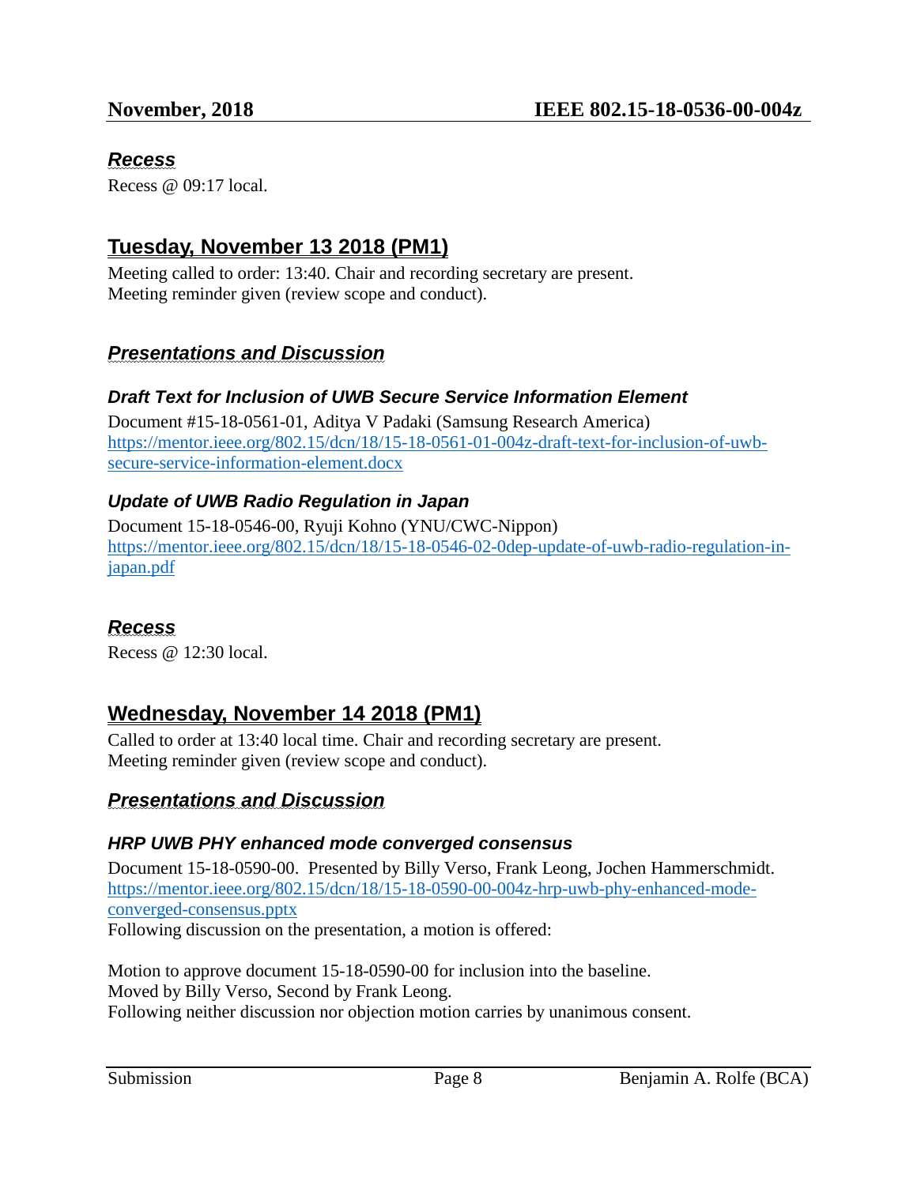### *Recess*

Recess @ 09:17 local.

## Tuesday, November 13 2018 (PM1)

Meeting called to order: 13:40. Chair and recording secretary are present.
Meeting reminder given (review scope and conduct).

### *Presentations and Discussion*

#### *Draft Text for Inclusion of UWB Secure Service Information Element*

Document #15-18-0561-01, Aditya V Padaki (Samsung Research America)
https://mentor.ieee.org/802.15/dcn/18/15-18-0561-01-004z-draft-text-for-inclusion-of-uwb-secure-service-information-element.docx

#### *Update of UWB Radio Regulation in Japan*

Document 15-18-0546-00, Ryuji Kohno (YNU/CWC-Nippon)
https://mentor.ieee.org/802.15/dcn/18/15-18-0546-02-0dep-update-of-uwb-radio-regulation-in-japan.pdf

### *Recess*

Recess @ 12:30 local.

## Wednesday, November 14 2018 (PM1)

Called to order at 13:40 local time. Chair and recording secretary are present.
Meeting reminder given (review scope and conduct).

### *Presentations and Discussion*

#### *HRP UWB PHY enhanced mode converged consensus*

Document 15-18-0590-00. Presented by Billy Verso, Frank Leong, Jochen Hammerschmidt.
https://mentor.ieee.org/802.15/dcn/18/15-18-0590-00-004z-hrp-uwb-phy-enhanced-mode-converged-consensus.pptx
Following discussion on the presentation, a motion is offered:

Motion to approve document 15-18-0590-00 for inclusion into the baseline.
Moved by Billy Verso, Second by Frank Leong.
Following neither discussion nor objection motion carries by unanimous consent.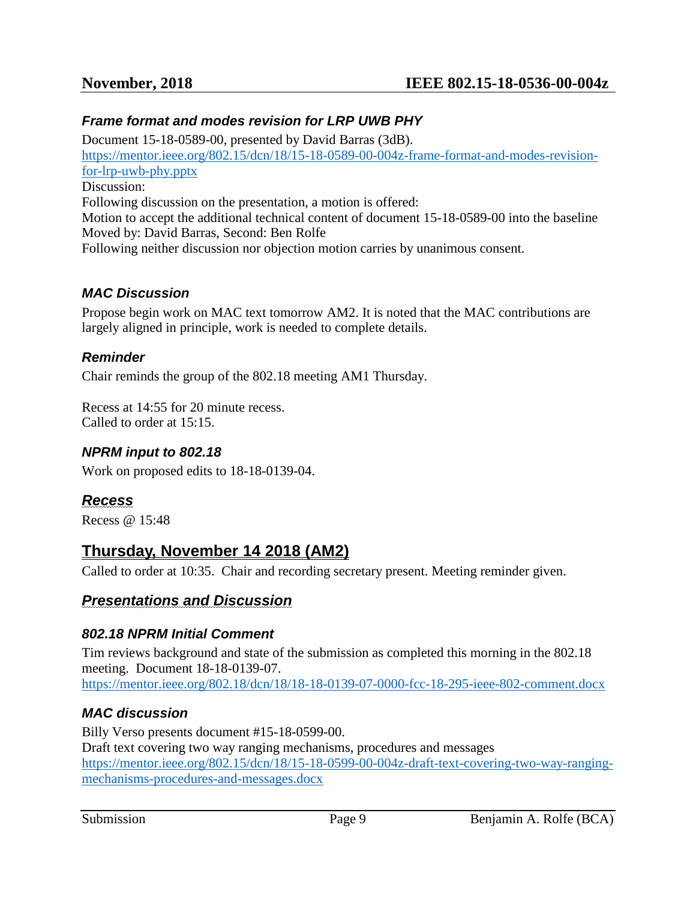### *Frame format and modes revision for LRP UWB PHY*

Document 15-18-0589-00, presented by David Barras (3dB).
https://mentor.ieee.org/802.15/dcn/18/15-18-0589-00-004z-frame-format-and-modes-revision-for-lrp-uwb-phy.pptx
Discussion:
Following discussion on the presentation, a motion is offered:
Motion to accept the additional technical content of document 15-18-0589-00 into the baseline
Moved by: David Barras, Second: Ben Rolfe
Following neither discussion nor objection motion carries by unanimous consent.

### *MAC Discussion*

Propose begin work on MAC text tomorrow AM2. It is noted that the MAC contributions are largely aligned in principle, work is needed to complete details.

### *Reminder*

Chair reminds the group of the 802.18 meeting AM1 Thursday.

Recess at 14:55 for 20 minute recess.
Called to order at 15:15.

### *NPRM input to 802.18*

Work on proposed edits to 18-18-0139-04.

### *Recess*

Recess @ 15:48

## Thursday, November 14 2018 (AM2)

Called to order at 10:35. Chair and recording secretary present. Meeting reminder given.

### *Presentations and Discussion*

### *802.18 NPRM Initial Comment*

Tim reviews background and state of the submission as completed this morning in the 802.18 meeting. Document 18-18-0139-07.
https://mentor.ieee.org/802.18/dcn/18/18-18-0139-07-0000-fcc-18-295-ieee-802-comment.docx

### *MAC discussion*

Billy Verso presents document #15-18-0599-00.
Draft text covering two way ranging mechanisms, procedures and messages
https://mentor.ieee.org/802.15/dcn/18/15-18-0599-00-004z-draft-text-covering-two-way-ranging-mechanisms-procedures-and-messages.docx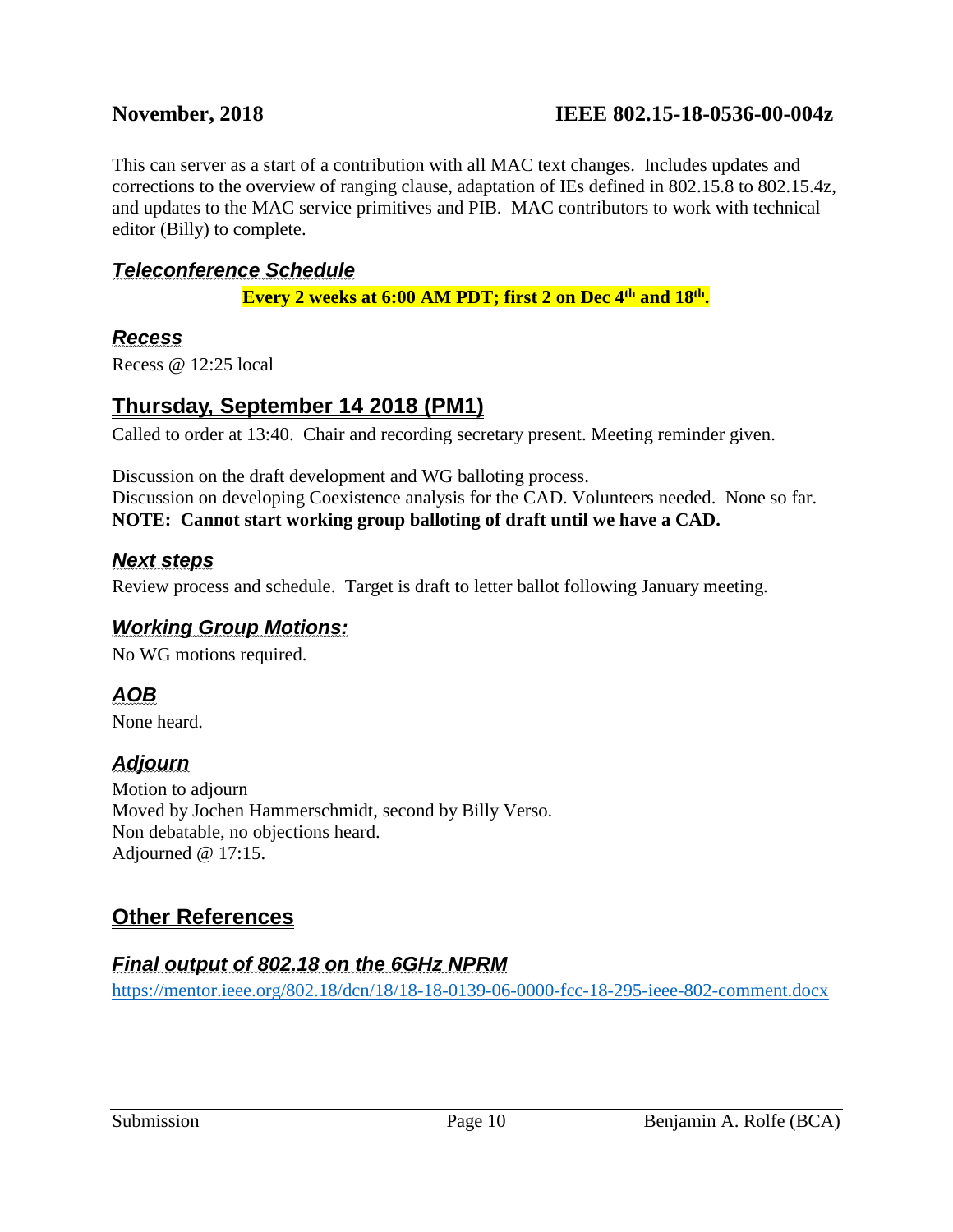This can server as a start of a contribution with all MAC text changes. Includes updates and corrections to the overview of ranging clause, adaptation of IEs defined in 802.15.8 to 802.15.4z, and updates to the MAC service primitives and PIB. MAC contributors to work with technical editor (Billy) to complete.

### *Teleconference Schedule*

**Every 2 weeks at 6:00 AM PDT; first 2 on Dec 4th and 18th.**

### *Recess*

Recess @ 12:25 local

## Thursday, September 14 2018 (PM1)

Called to order at 13:40. Chair and recording secretary present. Meeting reminder given.

Discussion on the draft development and WG balloting process.
Discussion on developing Coexistence analysis for the CAD. Volunteers needed. None so far.
**NOTE: Cannot start working group balloting of draft until we have a CAD.**

### *Next steps*

Review process and schedule. Target is draft to letter ballot following January meeting.

### *Working Group Motions:*

No WG motions required.

### *AOB*

None heard.

### *Adjourn*

Motion to adjourn
Moved by Jochen Hammerschmidt, second by Billy Verso.
Non debatable, no objections heard.
Adjourned @ 17:15.

## Other References

### *Final output of 802.18 on the 6GHz NPRM*

https://mentor.ieee.org/802.18/dcn/18/18-18-0139-06-0000-fcc-18-295-ieee-802-comment.docx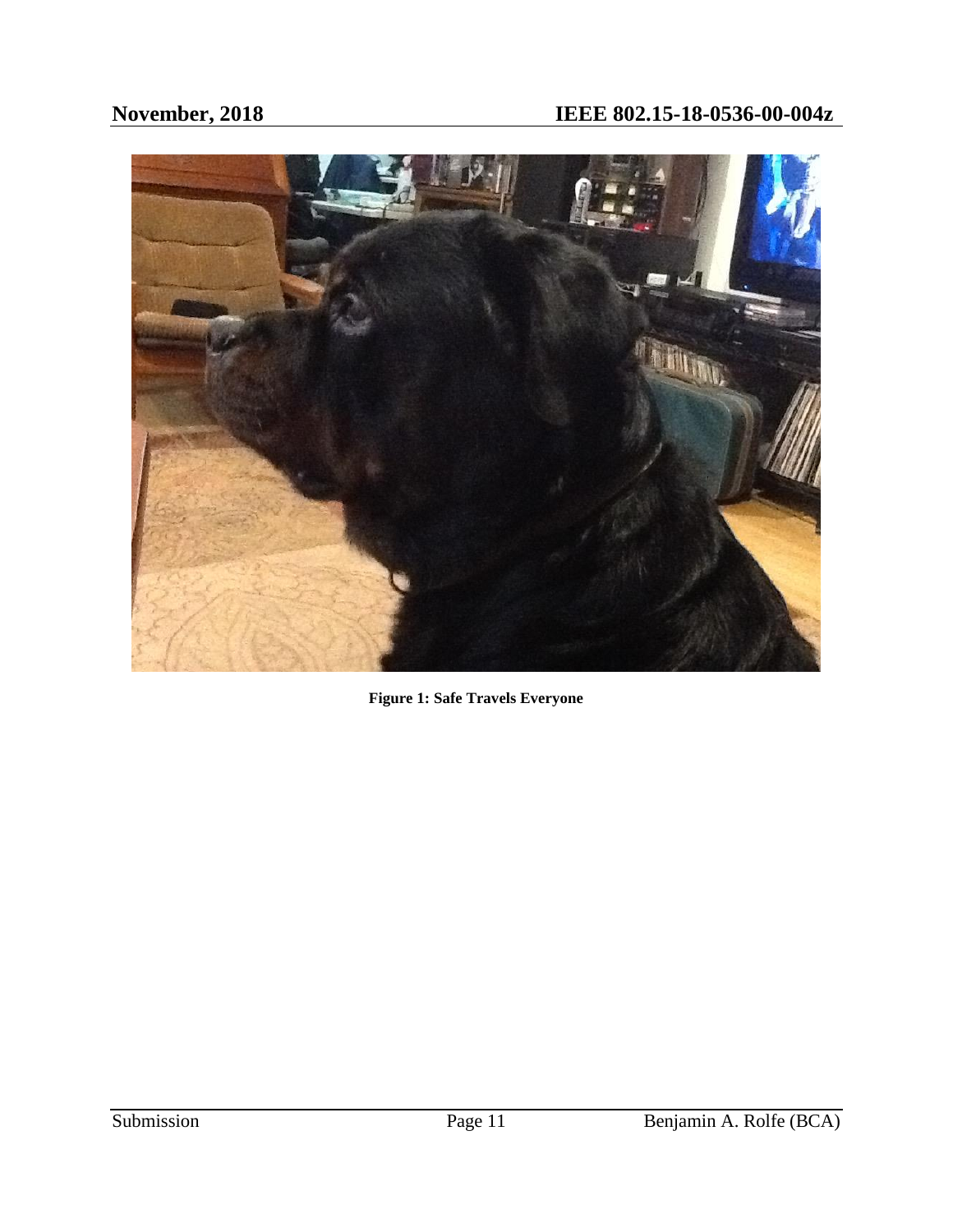**Figure 1: Safe Travels Everyone**